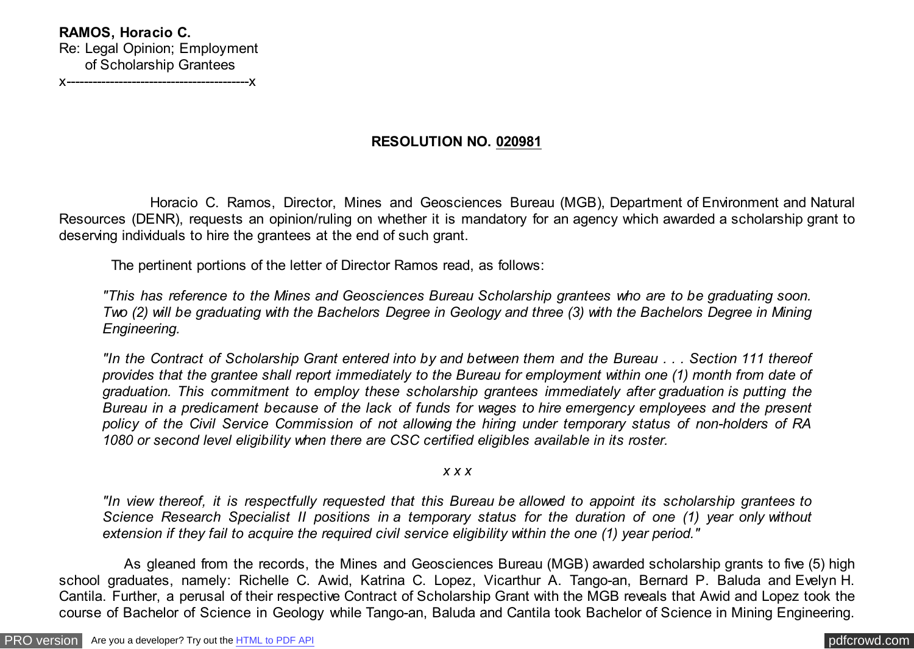**RAMOS, Horacio C.**
Re: Legal Opinion; Employment
of Scholarship Grantees
x------------------------------------------x

**RESOLUTION NO. 020981**

Horacio C. Ramos, Director, Mines and Geosciences Bureau (MGB), Department of Environment and Natural Resources (DENR), requests an opinion/ruling on whether it is mandatory for an agency which awarded a scholarship grant to deserving individuals to hire the grantees at the end of such grant.

The pertinent portions of the letter of Director Ramos read, as follows:

*"This has reference to the Mines and Geosciences Bureau Scholarship grantees who are to be graduating soon. Two (2) will be graduating with the Bachelors Degree in Geology and three (3) with the Bachelors Degree in Mining Engineering.*

*"In the Contract of Scholarship Grant entered into by and between them and the Bureau . . . Section 111 thereof provides that the grantee shall report immediately to the Bureau for employment within one (1) month from date of graduation. This commitment to employ these scholarship grantees immediately after graduation is putting the Bureau in a predicament because of the lack of funds for wages to hire emergency employees and the present policy of the Civil Service Commission of not allowing the hiring under temporary status of non-holders of RA 1080 or second level eligibility when there are CSC certified eligibles available in its roster.*

*x x x*

*"In view thereof, it is respectfully requested that this Bureau be allowed to appoint its scholarship grantees to Science Research Specialist II positions in a temporary status for the duration of one (1) year only without extension if they fail to acquire the required civil service eligibility within the one (1) year period."*

As gleaned from the records, the Mines and Geosciences Bureau (MGB) awarded scholarship grants to five (5) high school graduates, namely: Richelle C. Awid, Katrina C. Lopez, Vicarthur A. Tango-an, Bernard P. Baluda and Evelyn H. Cantila. Further, a perusal of their respective Contract of Scholarship Grant with the MGB reveals that Awid and Lopez took the course of Bachelor of Science in Geology while Tango-an, Baluda and Cantila took Bachelor of Science in Mining Engineering.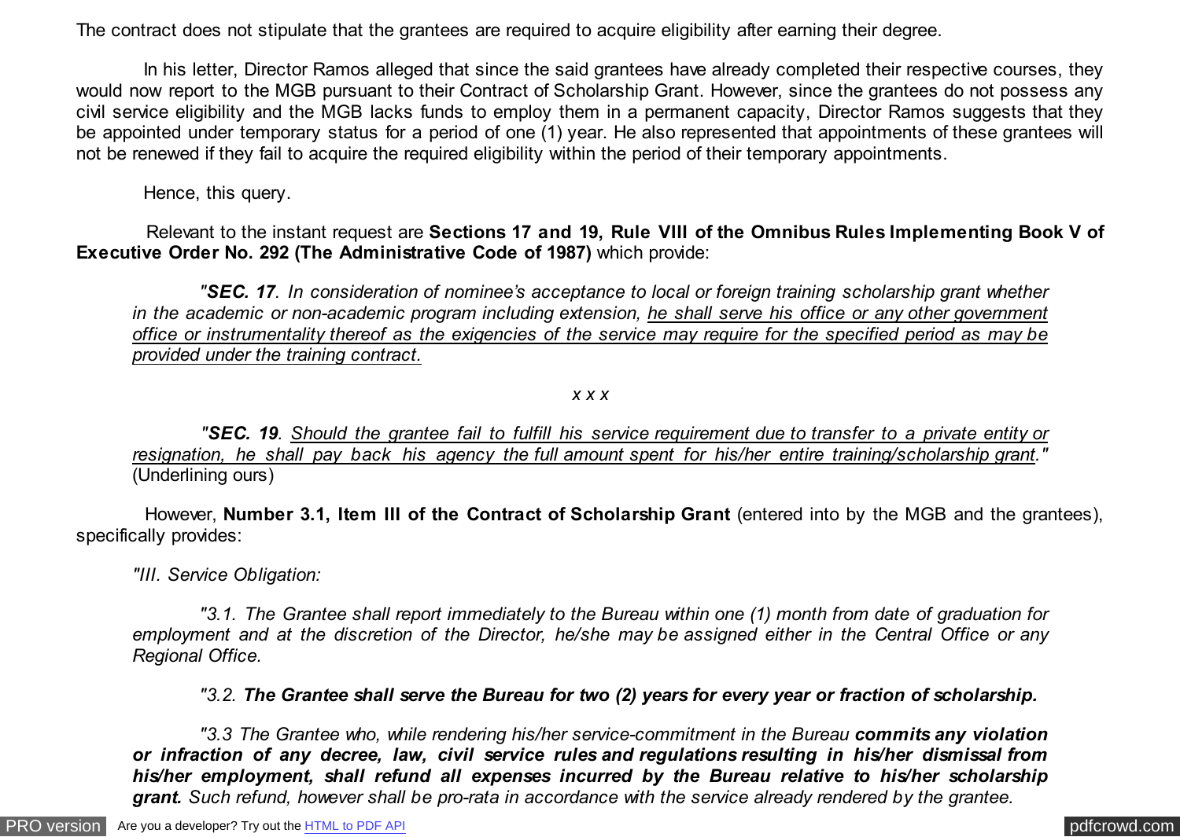The contract does not stipulate that the grantees are required to acquire eligibility after earning their degree.

In his letter, Director Ramos alleged that since the said grantees have already completed their respective courses, they would now report to the MGB pursuant to their Contract of Scholarship Grant. However, since the grantees do not possess any civil service eligibility and the MGB lacks funds to employ them in a permanent capacity, Director Ramos suggests that they be appointed under temporary status for a period of one (1) year. He also represented that appointments of these grantees will not be renewed if they fail to acquire the required eligibility within the period of their temporary appointments.

Hence, this query.

Relevant to the instant request are **Sections 17 and 19, Rule VIII of the Omnibus Rules Implementing Book V of Executive Order No. 292 (The Administrative Code of 1987)** which provide:

> *"**SEC. 17**. In consideration of nominee's acceptance to local or foreign training scholarship grant whether in the academic or non-academic program including extension, <u>he shall serve his office or any other government office or instrumentality thereof as the exigencies of the service may require for the specified period as may be provided under the training contract.</u>*
>
> *x x x*
>
> *"**SEC. 19**. <u>Should the grantee fail to fulfill his service requirement due to transfer to a private entity or resignation, he shall pay back his agency the full amount spent for his/her entire training/scholarship grant</u>."* (Underlining ours)

However, **Number 3.1, Item III of the Contract of Scholarship Grant** (entered into by the MGB and the grantees), specifically provides:

> *"III. Service Obligation:*
>
> *"3.1. The Grantee shall report immediately to the Bureau within one (1) month from date of graduation for employment and at the discretion of the Director, he/she may be assigned either in the Central Office or any Regional Office.*
>
> *"3.2. **The Grantee shall serve the Bureau for two (2) years for every year or fraction of scholarship.***
>
> *"3.3 The Grantee who, while rendering his/her service-commitment in the Bureau **commits any violation or infraction of any decree, law, civil service rules and regulations resulting in his/her dismissal from his/her employment, shall refund all expenses incurred by the Bureau relative to his/her scholarship grant.** Such refund, however shall be pro-rata in accordance with the service already rendered by the grantee.*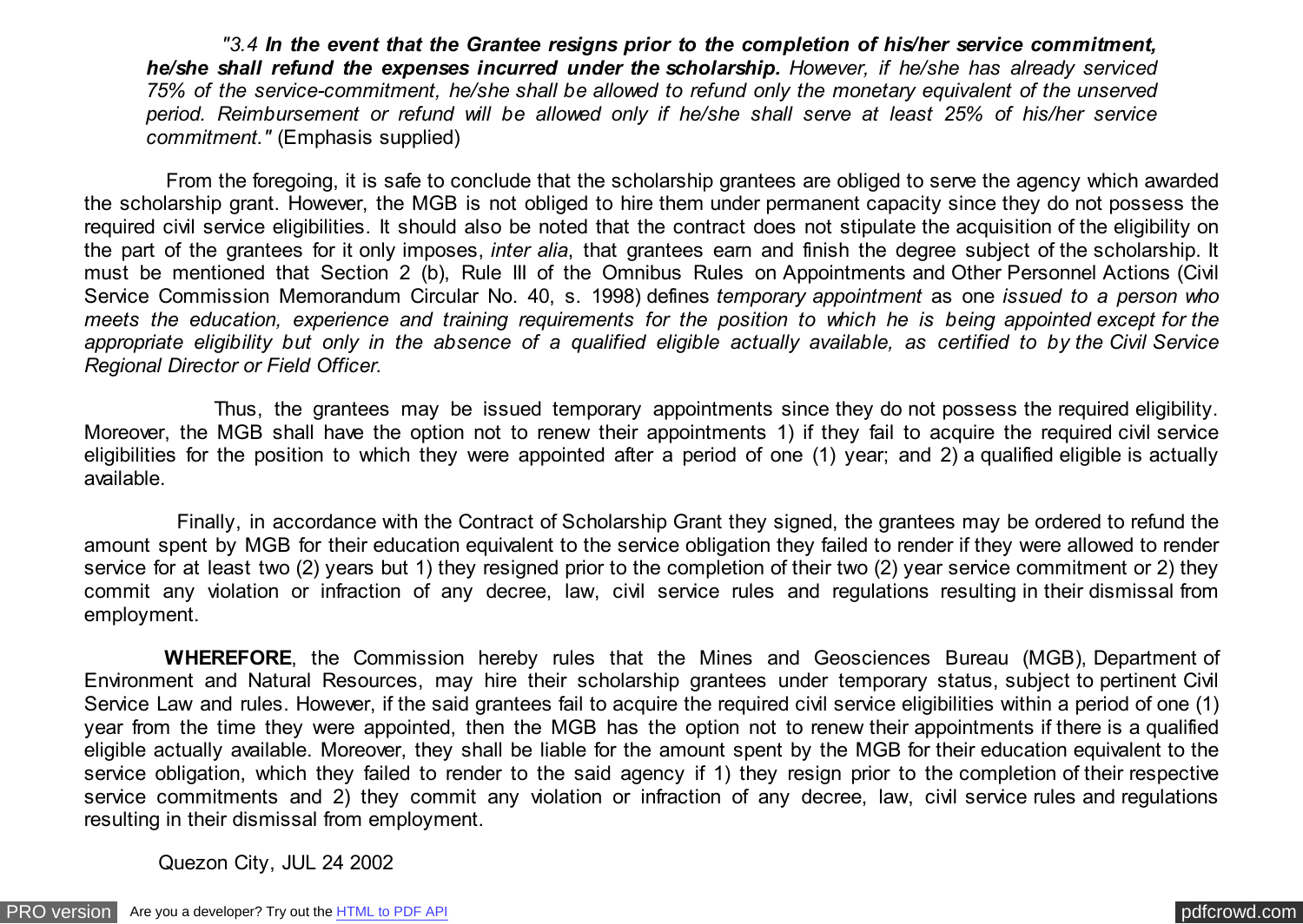*"3.4 **In the event that the Grantee resigns prior to the completion of his/her service commitment, he/she shall refund the expenses incurred under the scholarship.** However, if he/she has already serviced 75% of the service-commitment, he/she shall be allowed to refund only the monetary equivalent of the unserved period. Reimbursement or refund will be allowed only if he/she shall serve at least 25% of his/her service commitment."* (Emphasis supplied)

From the foregoing, it is safe to conclude that the scholarship grantees are obliged to serve the agency which awarded the scholarship grant. However, the MGB is not obliged to hire them under permanent capacity since they do not possess the required civil service eligibilities. It should also be noted that the contract does not stipulate the acquisition of the eligibility on the part of the grantees for it only imposes, *inter alia*, that grantees earn and finish the degree subject of the scholarship. It must be mentioned that Section 2 (b), Rule III of the Omnibus Rules on Appointments and Other Personnel Actions (Civil Service Commission Memorandum Circular No. 40, s. 1998) defines *temporary appointment* as one *issued to a person who meets the education, experience and training requirements for the position to which he is being appointed except for the appropriate eligibility but only in the absence of a qualified eligible actually available, as certified to by the Civil Service Regional Director or Field Officer.*

Thus, the grantees may be issued temporary appointments since they do not possess the required eligibility. Moreover, the MGB shall have the option not to renew their appointments 1) if they fail to acquire the required civil service eligibilities for the position to which they were appointed after a period of one (1) year; and 2) a qualified eligible is actually available.

Finally, in accordance with the Contract of Scholarship Grant they signed, the grantees may be ordered to refund the amount spent by MGB for their education equivalent to the service obligation they failed to render if they were allowed to render service for at least two (2) years but 1) they resigned prior to the completion of their two (2) year service commitment or 2) they commit any violation or infraction of any decree, law, civil service rules and regulations resulting in their dismissal from employment.

**WHEREFORE**, the Commission hereby rules that the Mines and Geosciences Bureau (MGB), Department of Environment and Natural Resources, may hire their scholarship grantees under temporary status, subject to pertinent Civil Service Law and rules. However, if the said grantees fail to acquire the required civil service eligibilities within a period of one (1) year from the time they were appointed, then the MGB has the option not to renew their appointments if there is a qualified eligible actually available. Moreover, they shall be liable for the amount spent by the MGB for their education equivalent to the service obligation, which they failed to render to the said agency if 1) they resign prior to the completion of their respective service commitments and 2) they commit any violation or infraction of any decree, law, civil service rules and regulations resulting in their dismissal from employment.

Quezon City, JUL 24 2002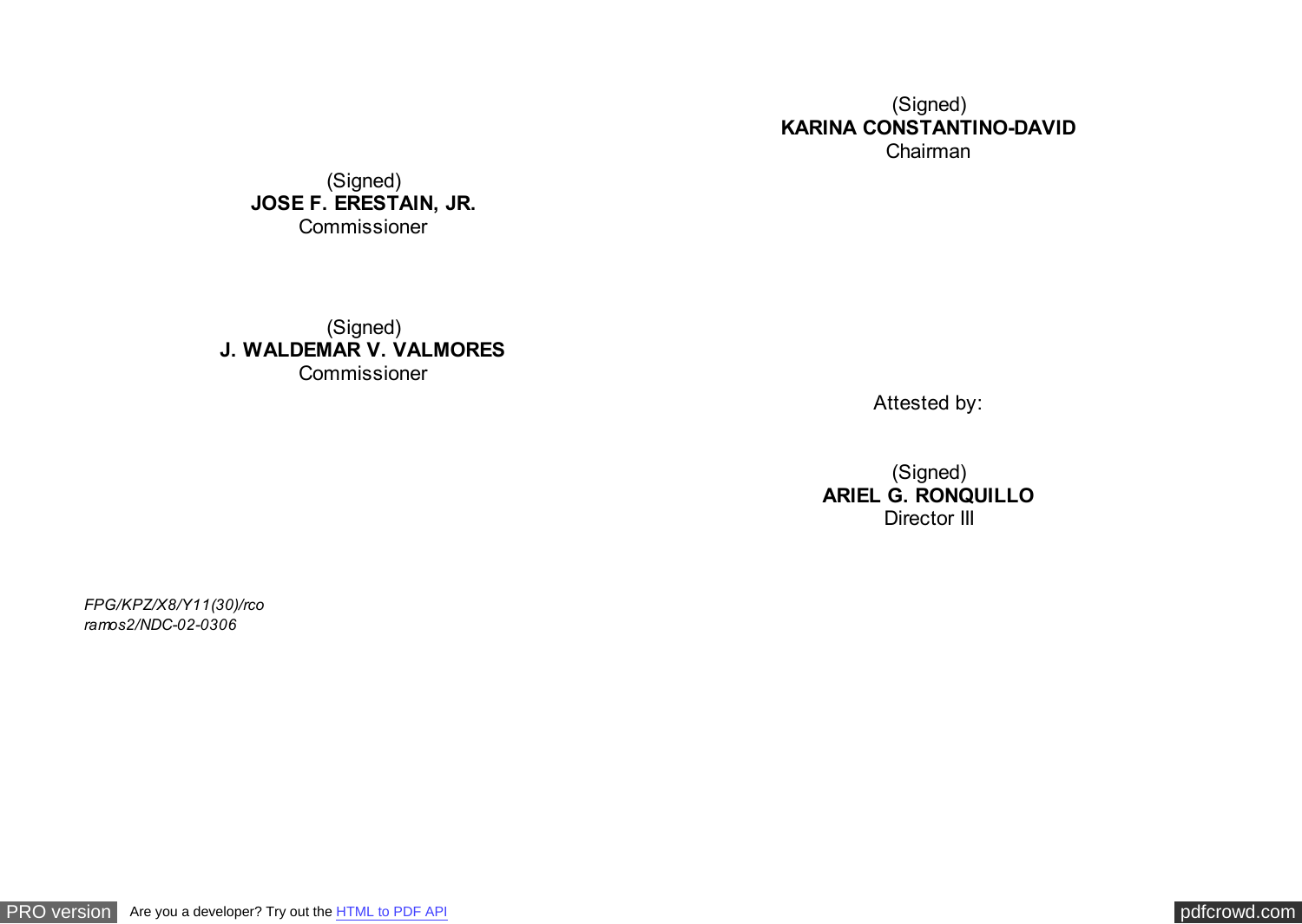(Signed)
**KARINA CONSTANTINO-DAVID**
Chairman

(Signed)
**JOSE F. ERESTAIN, JR.**
Commissioner

(Signed)
**J. WALDEMAR V. VALMORES**
Commissioner

Attested by:

(Signed)
**ARIEL G. RONQUILLO**
Director III

*FPG/KPZ/X8/Y11(30)/rco*
*ramos2/NDC-02-0306*